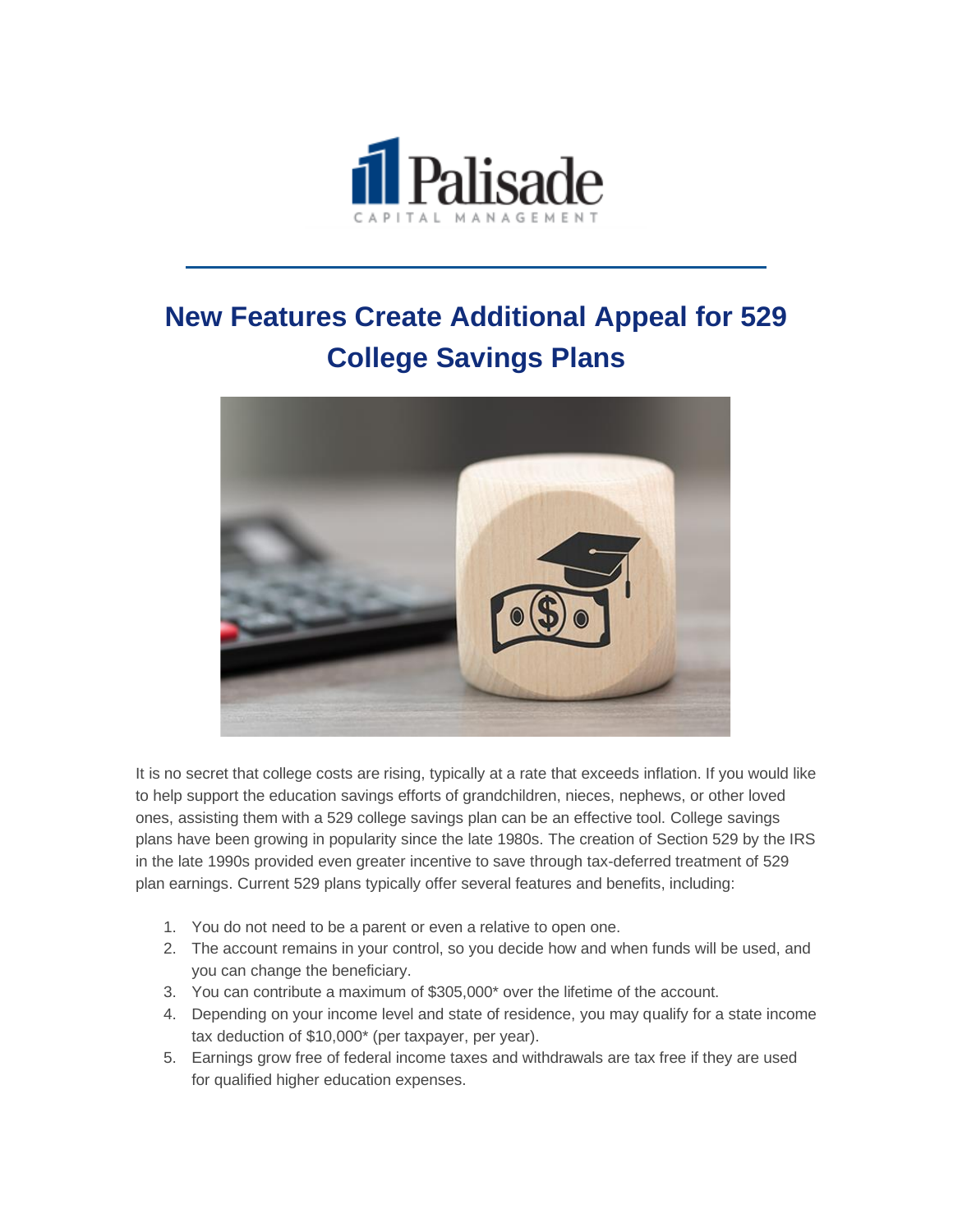# New Features Create Additional Appeal for 529 College Savings Plans

It is no secret that college costs are rising, typically at a rate that exceeds inflation. If you would like to help support the education savings efforts of grandchildren, nieces, nephews, or other loved ones, assisting them with a 529 college savings plan can be an effective tool. College savings plans have been growing in popularity since the late 1980s. The creation of Section 529 by the IRS in the late 1990s provided even greater incentive to save through tax-deferred treatment of 529 plan earnings. Current 529 plans typically offer several features and benefits, including:

1. You do not need to be a parent or even a relative to open one.
2. The account remains in your control, so you decide how and when funds will be used, and you can change the beneficiary.
3. You can contribute a maximum of $305,000* over the lifetime of the account.
4. Depending on your income level and state of residence, you may qualify for a state income tax deduction of $10,000* (per taxpayer, per year).
5. Earnings grow free of federal income taxes and withdrawals are tax free if they are used for qualified higher education expenses.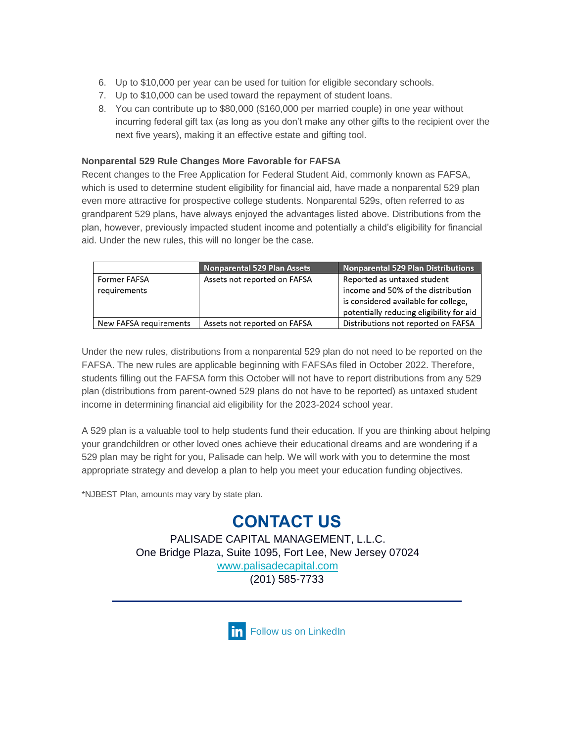6. Up to $10,000 per year can be used for tuition for eligible secondary schools.
7. Up to $10,000 can be used toward the repayment of student loans.
8. You can contribute up to $80,000 ($160,000 per married couple) in one year without incurring federal gift tax (as long as you don't make any other gifts to the recipient over the next five years), making it an effective estate and gifting tool.

**Nonparental 529 Rule Changes More Favorable for FAFSA**

Recent changes to the Free Application for Federal Student Aid, commonly known as FAFSA, which is used to determine student eligibility for financial aid, have made a nonparental 529 plan even more attractive for prospective college students. Nonparental 529s, often referred to as grandparent 529 plans, have always enjoyed the advantages listed above. Distributions from the plan, however, previously impacted student income and potentially a child's eligibility for financial aid. Under the new rules, this will no longer be the case.

| | Nonparental 529 Plan Assets | Nonparental 529 Plan Distributions |
|---|---|---|
| Former FAFSA requirements | Assets not reported on FAFSA | Reported as untaxed student income and 50% of the distribution is considered available for college, potentially reducing eligibility for aid |
| New FAFSA requirements | Assets not reported on FAFSA | Distributions not reported on FAFSA |

Under the new rules, distributions from a nonparental 529 plan do not need to be reported on the FAFSA. The new rules are applicable beginning with FAFSAs filed in October 2022. Therefore, students filling out the FAFSA form this October will not have to report distributions from any 529 plan (distributions from parent-owned 529 plans do not have to be reported) as untaxed student income in determining financial aid eligibility for the 2023-2024 school year.

A 529 plan is a valuable tool to help students fund their education. If you are thinking about helping your grandchildren or other loved ones achieve their educational dreams and are wondering if a 529 plan may be right for you, Palisade can help. We will work with you to determine the most appropriate strategy and develop a plan to help you meet your education funding objectives.

*NJBEST Plan, amounts may vary by state plan.

## CONTACT US

PALISADE CAPITAL MANAGEMENT, L.L.C.
One Bridge Plaza, Suite 1095, Fort Lee, New Jersey 07024
www.palisadecapital.com
(201) 585-7733

Follow us on LinkedIn